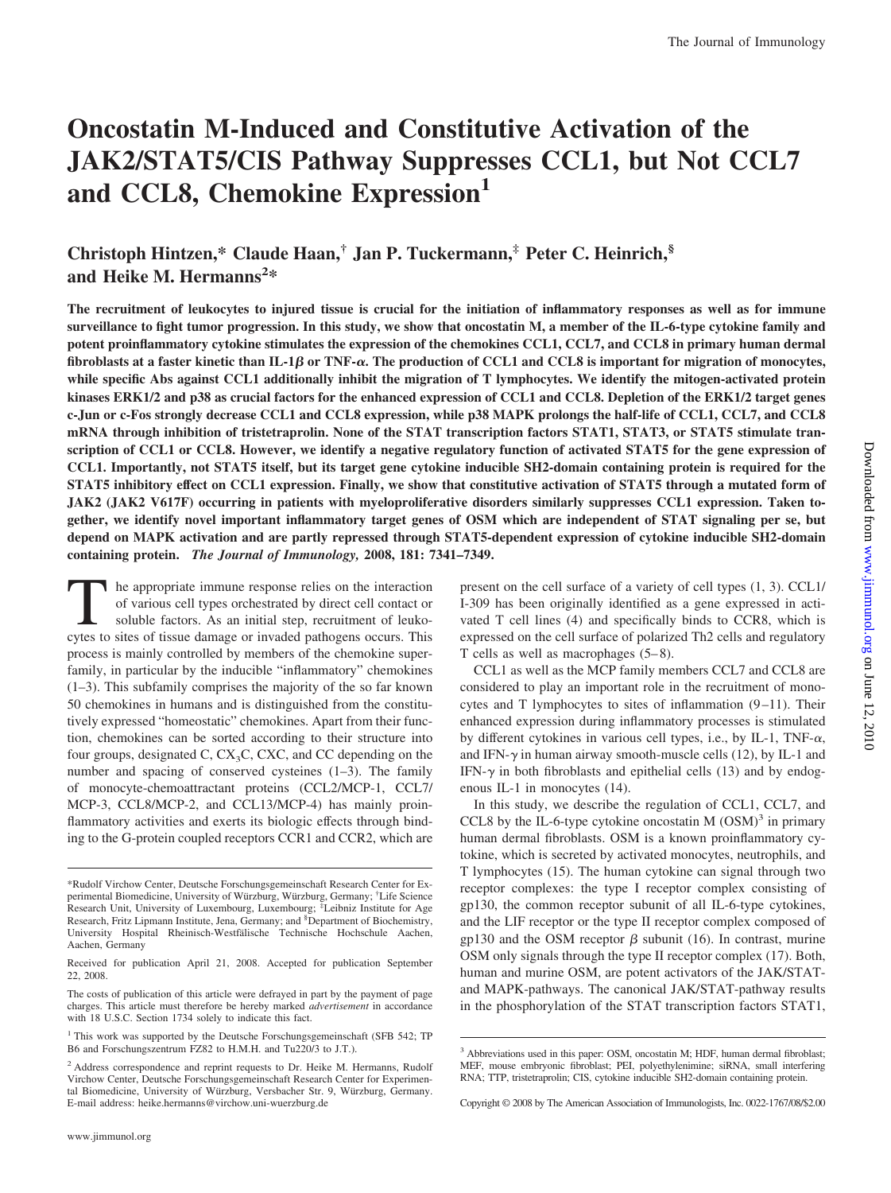# Oncostatin M-Induced and Constitutive Activation of the JAK2/STAT5/CIS Pathway Suppresses CCL1, but Not CCL7 and CCL8, Chemokine Expression[1]

**Christoph Hintzen,\* Claude Haan,† Jan P. Tuckermann,‡ Peter C. Heinrich,§ and Heike M. Hermanns[2]\***

**The recruitment of leukocytes to injured tissue is crucial for the initiation of inflammatory responses as well as for immune surveillance to fight tumor progression. In this study, we show that oncostatin M, a member of the IL-6-type cytokine family and potent proinflammatory cytokine stimulates the expression of the chemokines CCL1, CCL7, and CCL8 in primary human dermal fibroblasts at a faster kinetic than IL-1β or TNF-α. The production of CCL1 and CCL8 is important for migration of monocytes, while specific Abs against CCL1 additionally inhibit the migration of T lymphocytes. We identify the mitogen-activated protein kinases ERK1/2 and p38 as crucial factors for the enhanced expression of CCL1 and CCL8. Depletion of the ERK1/2 target genes c-Jun or c-Fos strongly decrease CCL1 and CCL8 expression, while p38 MAPK prolongs the half-life of CCL1, CCL7, and CCL8 mRNA through inhibition of tristetraprolin. None of the STAT transcription factors STAT1, STAT3, or STAT5 stimulate transcription of CCL1 or CCL8. However, we identify a negative regulatory function of activated STAT5 for the gene expression of CCL1. Importantly, not STAT5 itself, but its target gene cytokine inducible SH2-domain containing protein is required for the STAT5 inhibitory effect on CCL1 expression. Finally, we show that constitutive activation of STAT5 through a mutated form of JAK2 (JAK2 V617F) occurring in patients with myeloproliferative disorders similarly suppresses CCL1 expression. Taken together, we identify novel important inflammatory target genes of OSM which are independent of STAT signaling per se, but depend on MAPK activation and are partly repressed through STAT5-dependent expression of cytokine inducible SH2-domain containing protein.** *The Journal of Immunology,* **2008, 181: 7341–7349.**

The appropriate immune response relies on the interaction of various cell types orchestrated by direct cell contact or soluble factors. As an initial step, recruitment of leukocytes to sites of tissue damage or invaded pathogens occurs. This process is mainly controlled by members of the chemokine superfamily, in particular by the inducible "inflammatory" chemokines (1–3). This subfamily comprises the majority of the so far known 50 chemokines in humans and is distinguished from the constitutively expressed "homeostatic" chemokines. Apart from their function, chemokines can be sorted according to their structure into four groups, designated C, $CX_3C$, CXC, and CC depending on the number and spacing of conserved cysteines (1–3). The family of monocyte-chemoattractant proteins (CCL2/MCP-1, CCL7/MCP-3, CCL8/MCP-2, and CCL13/MCP-4) has mainly proinflammatory activities and exerts its biologic effects through binding to the G-protein coupled receptors CCR1 and CCR2, which are present on the cell surface of a variety of cell types (1, 3). CCL1/I-309 has been originally identified as a gene expressed in activated T cell lines (4) and specifically binds to CCR8, which is expressed on the cell surface of polarized Th2 cells and regulatory T cells as well as macrophages (5–8).

CCL1 as well as the MCP family members CCL7 and CCL8 are considered to play an important role in the recruitment of monocytes and T lymphocytes to sites of inflammation (9–11). Their enhanced expression during inflammatory processes is stimulated by different cytokines in various cell types, i.e., by IL-1, TNF-α, and IFN-γ in human airway smooth-muscle cells (12), by IL-1 and IFN-γ in both fibroblasts and epithelial cells (13) and by endogenous IL-1 in monocytes (14).

In this study, we describe the regulation of CCL1, CCL7, and CCL8 by the IL-6-type cytokine oncostatin M (OSM)[3] in primary human dermal fibroblasts. OSM is a known proinflammatory cytokine, which is secreted by activated monocytes, neutrophils, and T lymphocytes (15). The human cytokine can signal through two receptor complexes: the type I receptor complex consisting of gp130, the common receptor subunit of all IL-6-type cytokines, and the LIF receptor or the type II receptor complex composed of gp130 and the OSM receptor β subunit (16). In contrast, murine OSM only signals through the type II receptor complex (17). Both, human and murine OSM, are potent activators of the JAK/STAT- and MAPK-pathways. The canonical JAK/STAT-pathway results in the phosphorylation of the STAT transcription factors STAT1,

---

\*Rudolf Virchow Center, Deutsche Forschungsgemeinschaft Research Center for Experimental Biomedicine, University of Würzburg, Würzburg, Germany; †Life Science Research Unit, University of Luxembourg, Luxembourg; ‡Leibniz Institute for Age Research, Fritz Lipmann Institute, Jena, Germany; and §Department of Biochemistry, University Hospital Rheinisch-Westfälische Technische Hochschule Aachen, Aachen, Germany

Received for publication April 21, 2008. Accepted for publication September 22, 2008.

The costs of publication of this article were defrayed in part by the payment of page charges. This article must therefore be hereby marked *advertisement* in accordance with 18 U.S.C. Section 1734 solely to indicate this fact.

[1] This work was supported by the Deutsche Forschungsgemeinschaft (SFB 542; TP B6 and Forschungszentrum FZ82 to H.M.H. and Tu220/3 to J.T.).

[2] Address correspondence and reprint requests to Dr. Heike M. Hermanns, Rudolf Virchow Center, Deutsche Forschungsgemeinschaft Research Center for Experimental Biomedicine, University of Würzburg, Versbacher Str. 9, Würzburg, Germany. E-mail address: heike.hermanns@virchow.uni-wuerzburg.de

[3] Abbreviations used in this paper: OSM, oncostatin M; HDF, human dermal fibroblast; MEF, mouse embryonic fibroblast; PEI, polyethylenimine; siRNA, small interfering RNA; TTP, tristetraprolin; CIS, cytokine inducible SH2-domain containing protein.

Copyright © 2008 by The American Association of Immunologists, Inc. 0022-1767/08/$2.00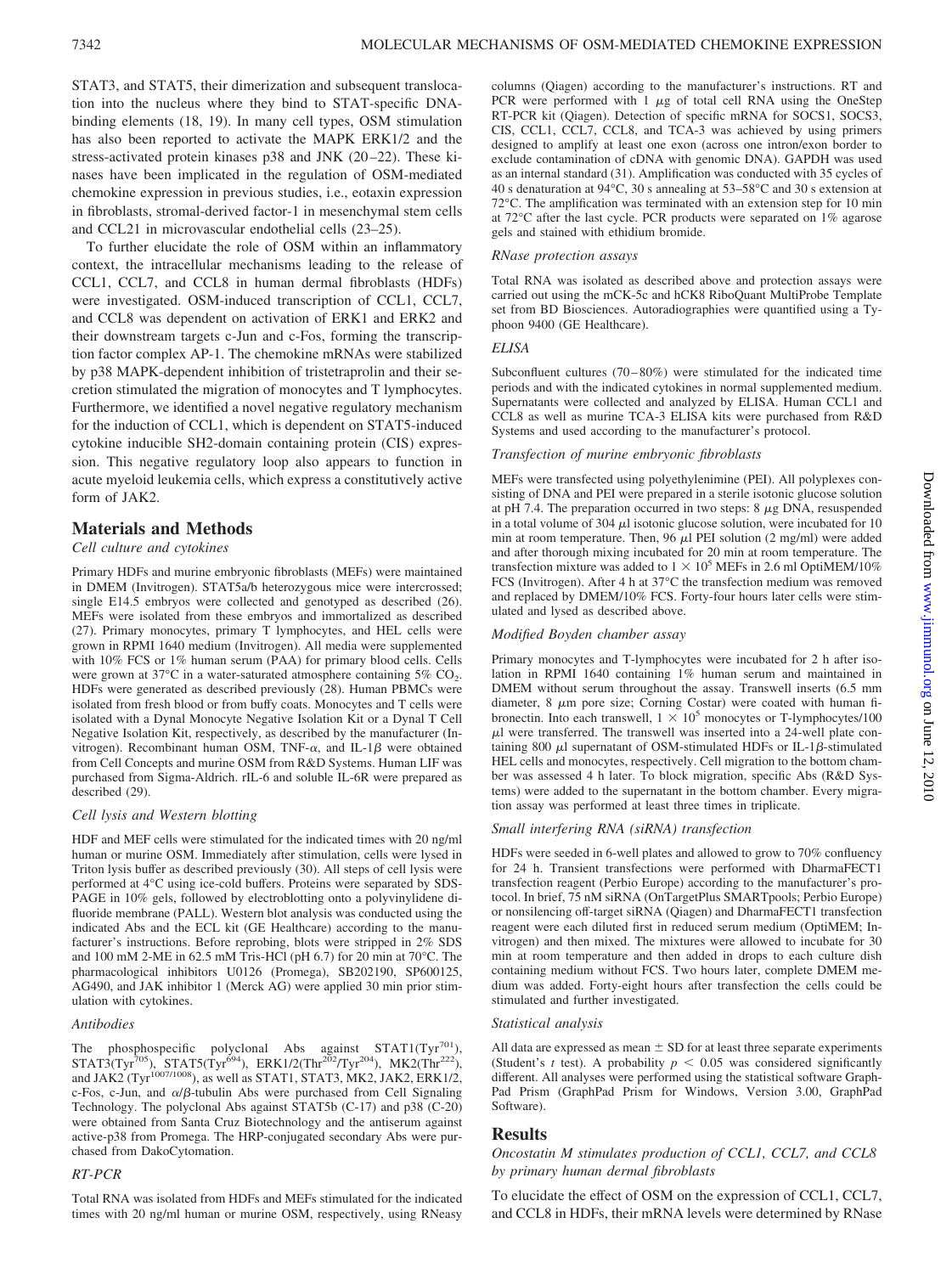STAT3, and STAT5, their dimerization and subsequent translocation into the nucleus where they bind to STAT-specific DNA-binding elements (18, 19). In many cell types, OSM stimulation has also been reported to activate the MAPK ERK1/2 and the stress-activated protein kinases p38 and JNK (20–22). These kinases have been implicated in the regulation of OSM-mediated chemokine expression in previous studies, i.e., eotaxin expression in fibroblasts, stromal-derived factor-1 in mesenchymal stem cells and CCL21 in microvascular endothelial cells (23–25).

To further elucidate the role of OSM within an inflammatory context, the intracellular mechanisms leading to the release of CCL1, CCL7, and CCL8 in human dermal fibroblasts (HDFs) were investigated. OSM-induced transcription of CCL1, CCL7, and CCL8 was dependent on activation of ERK1 and ERK2 and their downstream targets c-Jun and c-Fos, forming the transcription factor complex AP-1. The chemokine mRNAs were stabilized by p38 MAPK-dependent inhibition of tristetraprolin and their secretion stimulated the migration of monocytes and T lymphocytes. Furthermore, we identified a novel negative regulatory mechanism for the induction of CCL1, which is dependent on STAT5-induced cytokine inducible SH2-domain containing protein (CIS) expression. This negative regulatory loop also appears to function in acute myeloid leukemia cells, which express a constitutively active form of JAK2.

## Materials and Methods

### *Cell culture and cytokines*

Primary HDFs and murine embryonic fibroblasts (MEFs) were maintained in DMEM (Invitrogen). STAT5a/b heterozygous mice were intercrossed; single E14.5 embryos were collected and genotyped as described (26). MEFs were isolated from these embryos and immortalized as described (27). Primary monocytes, primary T lymphocytes, and HEL cells were grown in RPMI 1640 medium (Invitrogen). All media were supplemented with 10% FCS or 1% human serum (PAA) for primary blood cells. Cells were grown at 37°C in a water-saturated atmosphere containing 5% $CO_2$. HDFs were generated as described previously (28). Human PBMCs were isolated from fresh blood or from buffy coats. Monocytes and T cells were isolated with a Dynal Monocyte Negative Isolation Kit or a Dynal T Cell Negative Isolation Kit, respectively, as described by the manufacturer (Invitrogen). Recombinant human OSM, TNF-α, and IL-1β were obtained from Cell Concepts and murine OSM from R&D Systems. Human LIF was purchased from Sigma-Aldrich. rIL-6 and soluble IL-6R were prepared as described (29).

### *Cell lysis and Western blotting*

HDF and MEF cells were stimulated for the indicated times with 20 ng/ml human or murine OSM. Immediately after stimulation, cells were lysed in Triton lysis buffer as described previously (30). All steps of cell lysis were performed at 4°C using ice-cold buffers. Proteins were separated by SDS-PAGE in 10% gels, followed by electroblotting onto a polyvinylidene difluoride membrane (PALL). Western blot analysis was conducted using the indicated Abs and the ECL kit (GE Healthcare) according to the manufacturer's instructions. Before reprobing, blots were stripped in 2% SDS and 100 mM 2-ME in 62.5 mM Tris-HCl (pH 6.7) for 20 min at 70°C. The pharmacological inhibitors U0126 (Promega), SB202190, SP600125, AG490, and JAK inhibitor 1 (Merck AG) were applied 30 min prior stimulation with cytokines.

### *Antibodies*

The phosphospecific polyclonal Abs against STAT1(Tyr[701]), STAT3(Tyr[705]), STAT5(Tyr[694]), ERK1/2(Thr[202]/Tyr[204]), MK2(Thr[222]), and JAK2 (Tyr[1007/1008]), as well as STAT1, STAT3, MK2, JAK2, ERK1/2, c-Fos, c-Jun, and α/β-tubulin Abs were purchased from Cell Signaling Technology. The polyclonal Abs against STAT5b (C-17) and p38 (C-20) were obtained from Santa Cruz Biotechnology and the antiserum against active-p38 from Promega. The HRP-conjugated secondary Abs were purchased from DakoCytomation.

### *RT-PCR*

Total RNA was isolated from HDFs and MEFs stimulated for the indicated times with 20 ng/ml human or murine OSM, respectively, using RNeasy columns (Qiagen) according to the manufacturer's instructions. RT and PCR were performed with 1 μg of total cell RNA using the OneStep RT-PCR kit (Qiagen). Detection of specific mRNA for SOCS1, SOCS3, CIS, CCL1, CCL7, CCL8, and TCA-3 was achieved by using primers designed to amplify at least one exon (across one intron/exon border to exclude contamination of cDNA with genomic DNA). GAPDH was used as an internal standard (31). Amplification was conducted with 35 cycles of 40 s denaturation at 94°C, 30 s annealing at 53–58°C and 30 s extension at 72°C. The amplification was terminated with an extension step for 10 min at 72°C after the last cycle. PCR products were separated on 1% agarose gels and stained with ethidium bromide.

### *RNase protection assays*

Total RNA was isolated as described above and protection assays were carried out using the mCK-5c and hCK8 RiboQuant MultiProbe Template set from BD Biosciences. Autoradiographies were quantified using a Typhoon 9400 (GE Healthcare).

### *ELISA*

Subconfluent cultures (70–80%) were stimulated for the indicated time periods and with the indicated cytokines in normal supplemented medium. Supernatants were collected and analyzed by ELISA. Human CCL1 and CCL8 as well as murine TCA-3 ELISA kits were purchased from R&D Systems and used according to the manufacturer's protocol.

### *Transfection of murine embryonic fibroblasts*

MEFs were transfected using polyethylenimine (PEI). All polyplexes consisting of DNA and PEI were prepared in a sterile isotonic glucose solution at pH 7.4. The preparation occurred in two steps: 8 μg DNA, resuspended in a total volume of 304 μl isotonic glucose solution, were incubated for 10 min at room temperature. Then, 96 μl PEI solution (2 mg/ml) were added and after thorough mixing incubated for 20 min at room temperature. The transfection mixture was added to $1 \times 10^5$ MEFs in 2.6 ml OptiMEM/10% FCS (Invitrogen). After 4 h at 37°C the transfection medium was removed and replaced by DMEM/10% FCS. Forty-four hours later cells were stimulated and lysed as described above.

### *Modified Boyden chamber assay*

Primary monocytes and T-lymphocytes were incubated for 2 h after isolation in RPMI 1640 containing 1% human serum and maintained in DMEM without serum throughout the assay. Transwell inserts (6.5 mm diameter, 8 μm pore size; Corning Costar) were coated with human fibronectin. Into each transwell, $1 \times 10^5$ monocytes or T-lymphocytes/100 μl were transferred. The transwell was inserted into a 24-well plate containing 800 μl supernatant of OSM-stimulated HDFs or IL-1β-stimulated HEL cells and monocytes, respectively. Cell migration to the bottom chamber was assessed 4 h later. To block migration, specific Abs (R&D Systems) were added to the supernatant in the bottom chamber. Every migration assay was performed at least three times in triplicate.

### *Small interfering RNA (siRNA) transfection*

HDFs were seeded in 6-well plates and allowed to grow to 70% confluency for 24 h. Transient transfections were performed with DharmaFECT1 transfection reagent (Perbio Europe) according to the manufacturer's protocol. In brief, 75 nM siRNA (OnTargetPlus SMARTpools; Perbio Europe) or nonsilencing off-target siRNA (Qiagen) and DharmaFECT1 transfection reagent were each diluted first in reduced serum medium (OptiMEM; Invitrogen) and then mixed. The mixtures were allowed to incubate for 30 min at room temperature and then added in drops to each culture dish containing medium without FCS. Two hours later, complete DMEM medium was added. Forty-eight hours after transfection the cells could be stimulated and further investigated.

### *Statistical analysis*

All data are expressed as mean ± SD for at least three separate experiments (Student's *t* test). A probability $p < 0.05$ was considered significantly different. All analyses were performed using the statistical software GraphPad Prism (GraphPad Prism for Windows, Version 3.00, GraphPad Software).

## Results

### *Oncostatin M stimulates production of CCL1, CCL7, and CCL8 by primary human dermal fibroblasts*

To elucidate the effect of OSM on the expression of CCL1, CCL7, and CCL8 in HDFs, their mRNA levels were determined by RNase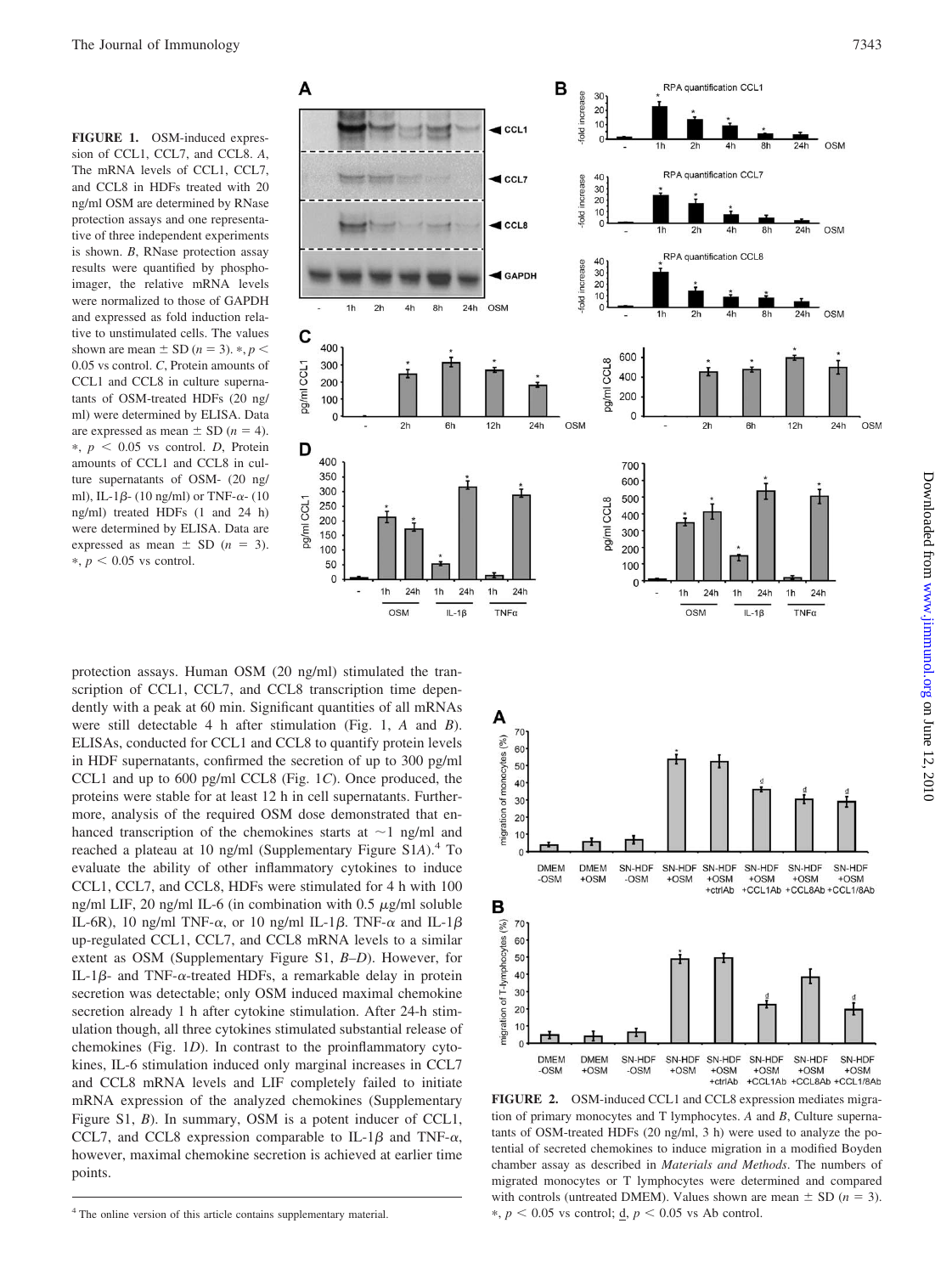**FIGURE 1.** OSM-induced expression of CCL1, CCL7, and CCL8. *A*, The mRNA levels of CCL1, CCL7, and CCL8 in HDFs treated with 20 ng/ml OSM are determined by RNase protection assays and one representative of three independent experiments is shown. *B*, RNase protection assay results were quantified by phosphoimager, the relative mRNA levels were normalized to those of GAPDH and expressed as fold induction relative to unstimulated cells. The values shown are mean ± SD ($n = 3$). *, $p < 0.05$ vs control. *C*, Protein amounts of CCL1 and CCL8 in culture supernatants of OSM-treated HDFs (20 ng/ml) were determined by ELISA. Data are expressed as mean ± SD ($n = 4$). *, $p < 0.05$ vs control. *D*, Protein amounts of CCL1 and CCL8 in culture supernatants of OSM- (20 ng/ml), IL-1β- (10 ng/ml) or TNF-α- (10 ng/ml) treated HDFs (1 and 24 h) were determined by ELISA. Data are expressed as mean ± SD ($n = 3$). *, $p < 0.05$ vs control.

protection assays. Human OSM (20 ng/ml) stimulated the transcription of CCL1, CCL7, and CCL8 transcription time dependently with a peak at 60 min. Significant quantities of all mRNAs were still detectable 4 h after stimulation (Fig. 1, *A* and *B*). ELISAs, conducted for CCL1 and CCL8 to quantify protein levels in HDF supernatants, confirmed the secretion of up to 300 pg/ml CCL1 and up to 600 pg/ml CCL8 (Fig. 1*C*). Once produced, the proteins were stable for at least 12 h in cell supernatants. Furthermore, analysis of the required OSM dose demonstrated that enhanced transcription of the chemokines starts at ~1 ng/ml and reached a plateau at 10 ng/ml (Supplementary Figure S1*A*).[4] To evaluate the ability of other inflammatory cytokines to induce CCL1, CCL7, and CCL8, HDFs were stimulated for 4 h with 100 ng/ml LIF, 20 ng/ml IL-6 (in combination with 0.5 μg/ml soluble IL-6R), 10 ng/ml TNF-α, or 10 ng/ml IL-1β. TNF-α and IL-1β up-regulated CCL1, CCL7, and CCL8 mRNA levels to a similar extent as OSM (Supplementary Figure S1, *B*–*D*). However, for IL-1β- and TNF-α-treated HDFs, a remarkable delay in protein secretion was detectable; only OSM induced maximal chemokine secretion already 1 h after cytokine stimulation. After 24-h stimulation though, all three cytokines stimulated substantial release of chemokines (Fig. 1*D*). In contrast to the proinflammatory cytokines, IL-6 stimulation induced only marginal increases in CCL7 and CCL8 mRNA levels and LIF completely failed to initiate mRNA expression of the analyzed chemokines (Supplementary Figure S1, *B*). In summary, OSM is a potent inducer of CCL1, CCL7, and CCL8 expression comparable to IL-1β and TNF-α, however, maximal chemokine secretion is achieved at earlier time points.

[4] The online version of this article contains supplementary material.

**FIGURE 2.** OSM-induced CCL1 and CCL8 expression mediates migration of primary monocytes and T lymphocytes. *A* and *B*, Culture supernatants of OSM-treated HDFs (20 ng/ml, 3 h) were used to analyze the potential of secreted chemokines to induce migration in a modified Boyden chamber assay as described in *Materials and Methods*. The numbers of migrated monocytes or T lymphocytes were determined and compared with controls (untreated DMEM). Values shown are mean ± SD ($n = 3$). *, $p < 0.05$ vs control; d, $p < 0.05$ vs Ab control.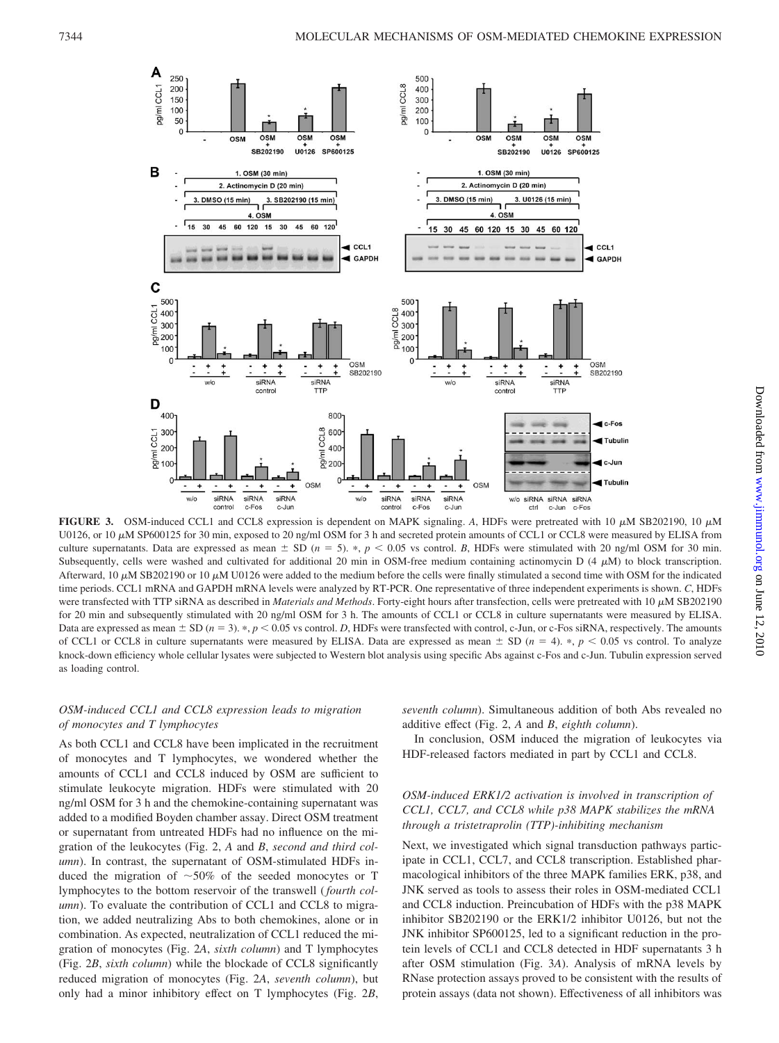**FIGURE 3.** OSM-induced CCL1 and CCL8 expression is dependent on MAPK signaling. *A*, HDFs were pretreated with 10 μM SB202190, 10 μM U0126, or 10 μM SP600125 for 30 min, exposed to 20 ng/ml OSM for 3 h and secreted protein amounts of CCL1 or CCL8 were measured by ELISA from culture supernatants. Data are expressed as mean ± SD ($n = 5$). *, $p < 0.05$ vs control. *B*, HDFs were stimulated with 20 ng/ml OSM for 30 min. Subsequently, cells were washed and cultivated for additional 20 min in OSM-free medium containing actinomycin D (4 μM) to block transcription. Afterward, 10 μM SB202190 or 10 μM U0126 were added to the medium before the cells were finally stimulated a second time with OSM for the indicated time periods. CCL1 mRNA and GAPDH mRNA levels were analyzed by RT-PCR. One representative of three independent experiments is shown. *C*, HDFs were transfected with TTP siRNA as described in *Materials and Methods*. Forty-eight hours after transfection, cells were pretreated with 10 μM SB202190 for 20 min and subsequently stimulated with 20 ng/ml OSM for 3 h. The amounts of CCL1 or CCL8 in culture supernatants were measured by ELISA. Data are expressed as mean ± SD ($n = 3$). *, $p < 0.05$ vs control. *D*, HDFs were transfected with control, c-Jun, or c-Fos siRNA, respectively. The amounts of CCL1 or CCL8 in culture supernatants were measured by ELISA. Data are expressed as mean ± SD ($n = 4$). *, $p < 0.05$ vs control. To analyze knock-down efficiency whole cellular lysates were subjected to Western blot analysis using specific Abs against c-Fos and c-Jun. Tubulin expression served as loading control.

### *OSM-induced CCL1 and CCL8 expression leads to migration of monocytes and T lymphocytes*

As both CCL1 and CCL8 have been implicated in the recruitment of monocytes and T lymphocytes, we wondered whether the amounts of CCL1 and CCL8 induced by OSM are sufficient to stimulate leukocyte migration. HDFs were stimulated with 20 ng/ml OSM for 3 h and the chemokine-containing supernatant was added to a modified Boyden chamber assay. Direct OSM treatment or supernatant from untreated HDFs had no influence on the migration of the leukocytes (Fig. 2, *A* and *B*, *second and third column*). In contrast, the supernatant of OSM-stimulated HDFs induced the migration of ~50% of the seeded monocytes or T lymphocytes to the bottom reservoir of the transwell (*fourth column*). To evaluate the contribution of CCL1 and CCL8 to migration, we added neutralizing Abs to both chemokines, alone or in combination. As expected, neutralization of CCL1 reduced the migration of monocytes (Fig. 2*A*, *sixth column*) and T lymphocytes (Fig. 2*B*, *sixth column*) while the blockade of CCL8 significantly reduced migration of monocytes (Fig. 2*A*, *seventh column*), but only had a minor inhibitory effect on T lymphocytes (Fig. 2*B*, *seventh column*). Simultaneous addition of both Abs revealed no additive effect (Fig. 2, *A* and *B*, *eighth column*).

In conclusion, OSM induced the migration of leukocytes via HDF-released factors mediated in part by CCL1 and CCL8.

### *OSM-induced ERK1/2 activation is involved in transcription of CCL1, CCL7, and CCL8 while p38 MAPK stabilizes the mRNA through a tristetraprolin (TTP)-inhibiting mechanism*

Next, we investigated which signal transduction pathways participate in CCL1, CCL7, and CCL8 transcription. Established pharmacological inhibitors of the three MAPK families ERK, p38, and JNK served as tools to assess their roles in OSM-mediated CCL1 and CCL8 induction. Preincubation of HDFs with the p38 MAPK inhibitor SB202190 or the ERK1/2 inhibitor U0126, but not the JNK inhibitor SP600125, led to a significant reduction in the protein levels of CCL1 and CCL8 detected in HDF supernatants 3 h after OSM stimulation (Fig. 3*A*). Analysis of mRNA levels by RNase protection assays proved to be consistent with the results of protein assays (data not shown). Effectiveness of all inhibitors was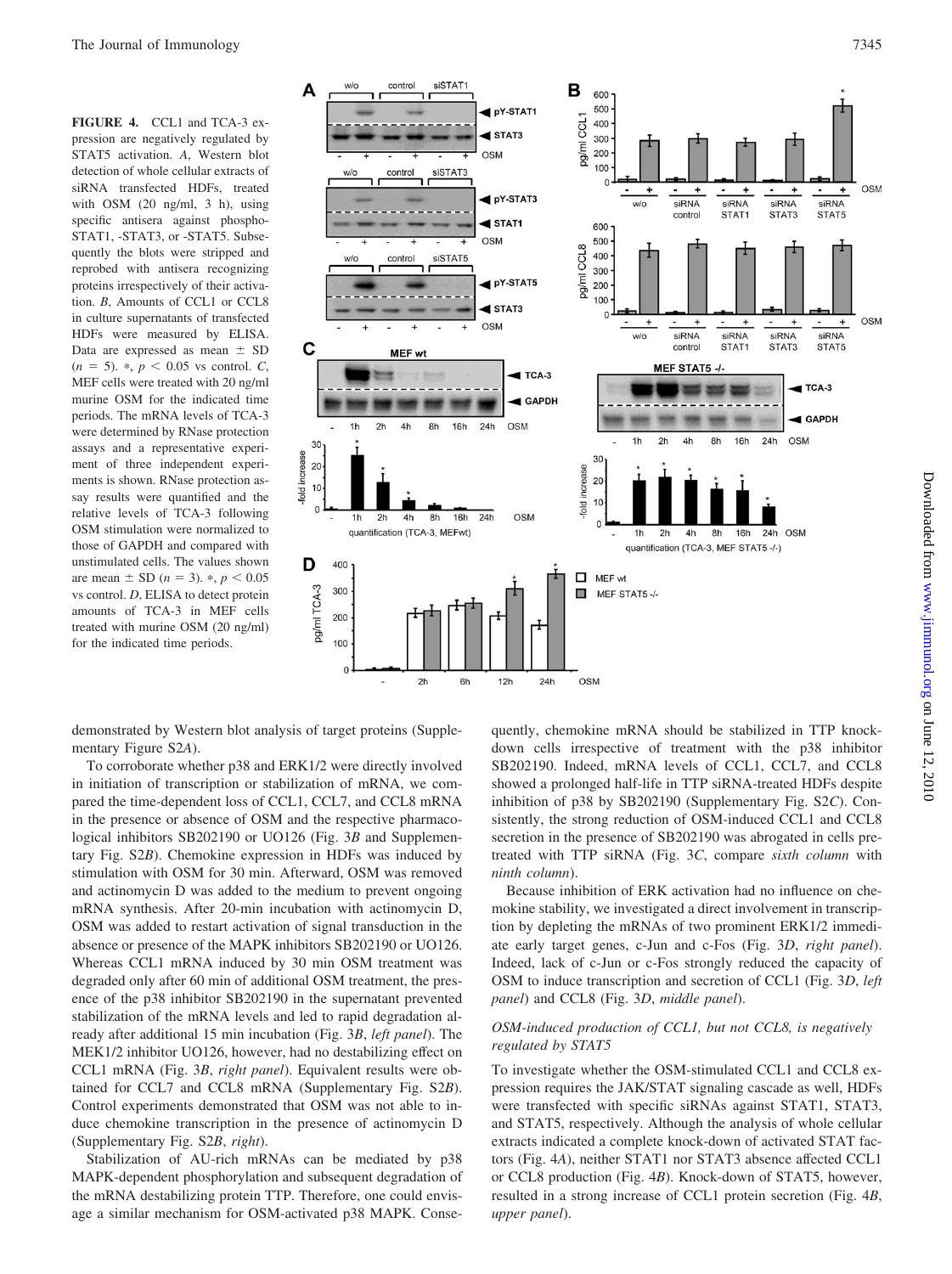**FIGURE 4.** CCL1 and TCA-3 expression are negatively regulated by STAT5 activation. *A*, Western blot detection of whole cellular extracts of siRNA transfected HDFs, treated with OSM (20 ng/ml, 3 h), using specific antisera against phospho-STAT1, -STAT3, or -STAT5. Subsequently the blots were stripped and reprobed with antisera recognizing proteins irrespectively of their activation. *B*, Amounts of CCL1 or CCL8 in culture supernatants of transfected HDFs were measured by ELISA. Data are expressed as mean ± SD ($n$ = 5). *, $p < 0.05$ vs control. *C*, MEF cells were treated with 20 ng/ml murine OSM for the indicated time periods. The mRNA levels of TCA-3 were determined by RNase protection assays and a representative experiment of three independent experiments is shown. RNase protection assay results were quantified and the relative levels of TCA-3 following OSM stimulation were normalized to those of GAPDH and compared with unstimulated cells. The values shown are mean ± SD ($n$ = 3). *, $p < 0.05$ vs control. *D*, ELISA to detect protein amounts of TCA-3 in MEF cells treated with murine OSM (20 ng/ml) for the indicated time periods.

demonstrated by Western blot analysis of target proteins (Supplementary Figure S2*A*).

To corroborate whether p38 and ERK1/2 were directly involved in initiation of transcription or stabilization of mRNA, we compared the time-dependent loss of CCL1, CCL7, and CCL8 mRNA in the presence or absence of OSM and the respective pharmacological inhibitors SB202190 or UO126 (Fig. 3*B* and Supplementary Fig. S2*B*). Chemokine expression in HDFs was induced by stimulation with OSM for 30 min. Afterward, OSM was removed and actinomycin D was added to the medium to prevent ongoing mRNA synthesis. After 20-min incubation with actinomycin D, OSM was added to restart activation of signal transduction in the absence or presence of the MAPK inhibitors SB202190 or UO126. Whereas CCL1 mRNA induced by 30 min OSM treatment was degraded only after 60 min of additional OSM treatment, the presence of the p38 inhibitor SB202190 in the supernatant prevented stabilization of the mRNA levels and led to rapid degradation already after additional 15 min incubation (Fig. 3*B*, *left panel*). The MEK1/2 inhibitor UO126, however, had no destabilizing effect on CCL1 mRNA (Fig. 3*B*, *right panel*). Equivalent results were obtained for CCL7 and CCL8 mRNA (Supplementary Fig. S2*B*). Control experiments demonstrated that OSM was not able to induce chemokine transcription in the presence of actinomycin D (Supplementary Fig. S2*B*, *right*).

Stabilization of AU-rich mRNAs can be mediated by p38 MAPK-dependent phosphorylation and subsequent degradation of the mRNA destabilizing protein TTP. Therefore, one could envisage a similar mechanism for OSM-activated p38 MAPK. Consequently, chemokine mRNA should be stabilized in TTP knockdown cells irrespective of treatment with the p38 inhibitor SB202190. Indeed, mRNA levels of CCL1, CCL7, and CCL8 showed a prolonged half-life in TTP siRNA-treated HDFs despite inhibition of p38 by SB202190 (Supplementary Fig. S2*C*). Consistently, the strong reduction of OSM-induced CCL1 and CCL8 secretion in the presence of SB202190 was abrogated in cells pretreated with TTP siRNA (Fig. 3*C*, compare *sixth column* with *ninth column*).

Because inhibition of ERK activation had no influence on chemokine stability, we investigated a direct involvement in transcription by depleting the mRNAs of two prominent ERK1/2 immediate early target genes, c-Jun and c-Fos (Fig. 3*D*, *right panel*). Indeed, lack of c-Jun or c-Fos strongly reduced the capacity of OSM to induce transcription and secretion of CCL1 (Fig. 3*D*, *left panel*) and CCL8 (Fig. 3*D*, *middle panel*).

### *OSM-induced production of CCL1, but not CCL8, is negatively regulated by STAT5*

To investigate whether the OSM-stimulated CCL1 and CCL8 expression requires the JAK/STAT signaling cascade as well, HDFs were transfected with specific siRNAs against STAT1, STAT3, and STAT5, respectively. Although the analysis of whole cellular extracts indicated a complete knock-down of activated STAT factors (Fig. 4*A*), neither STAT1 nor STAT3 absence affected CCL1 or CCL8 production (Fig. 4*B*). Knock-down of STAT5, however, resulted in a strong increase of CCL1 protein secretion (Fig. 4*B*, *upper panel*).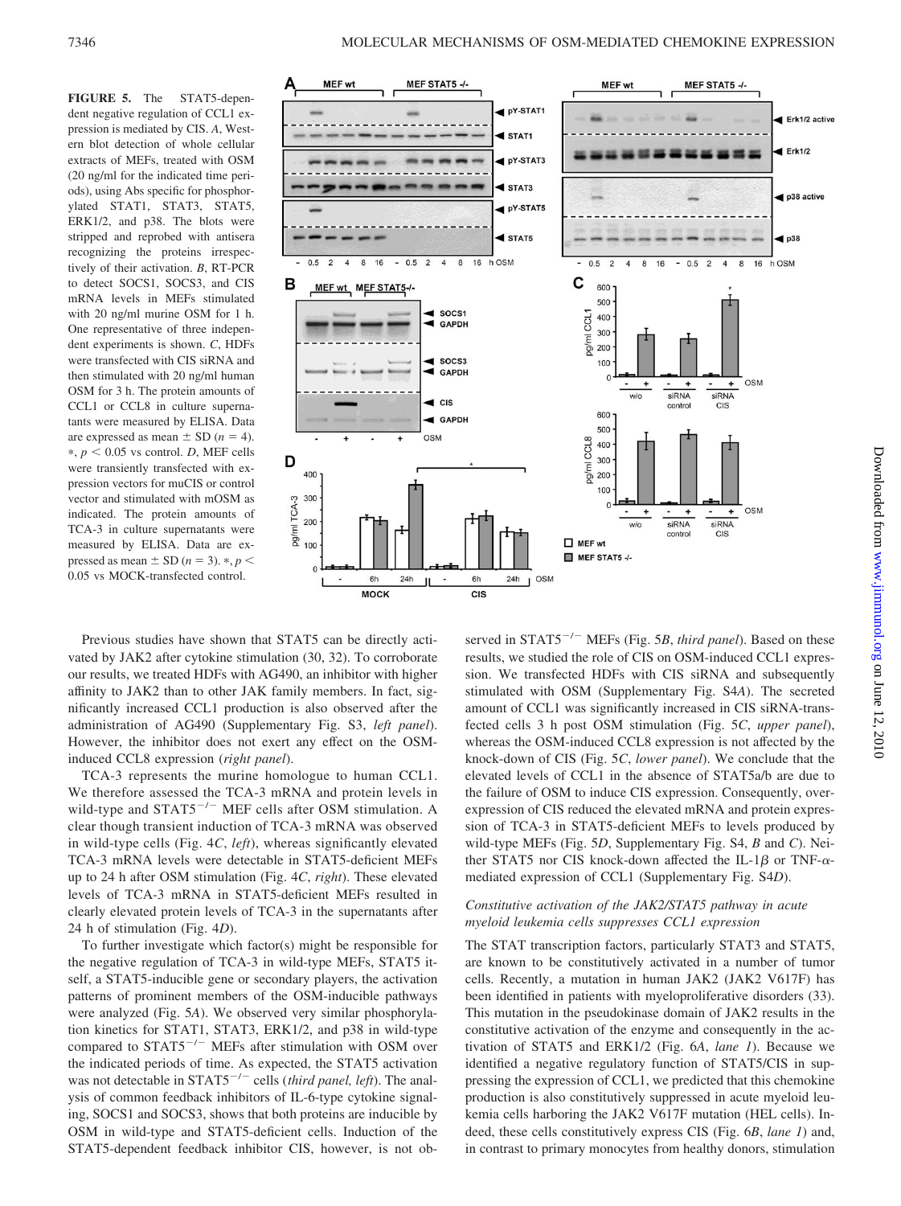**FIGURE 5.** The STAT5-dependent negative regulation of CCL1 expression is mediated by CIS. *A*, Western blot detection of whole cellular extracts of MEFs, treated with OSM (20 ng/ml for the indicated time periods), using Abs specific for phosphorylated STAT1, STAT3, STAT5, ERK1/2, and p38. The blots were stripped and reprobed with antisera recognizing the proteins irrespectively of their activation. *B*, RT-PCR to detect SOCS1, SOCS3, and CIS mRNA levels in MEFs stimulated with 20 ng/ml murine OSM for 1 h. One representative of three independent experiments is shown. *C*, HDFs were transfected with CIS siRNA and then stimulated with 20 ng/ml human OSM for 3 h. The protein amounts of CCL1 or CCL8 in culture supernatants were measured by ELISA. Data are expressed as mean ± SD ($n = 4$). *, $p < 0.05$ vs control. *D*, MEF cells were transiently transfected with expression vectors for muCIS or control vector and stimulated with mOSM as indicated. The protein amounts of TCA-3 in culture supernatants were measured by ELISA. Data are expressed as mean ± SD ($n = 3$). *, $p < 0.05$ vs MOCK-transfected control.

Previous studies have shown that STAT5 can be directly activated by JAK2 after cytokine stimulation (30, 32). To corroborate our results, we treated HDFs with AG490, an inhibitor with higher affinity to JAK2 than to other JAK family members. In fact, significantly increased CCL1 production is also observed after the administration of AG490 (Supplementary Fig. S3, *left panel*). However, the inhibitor does not exert any effect on the OSM-induced CCL8 expression (*right panel*).

TCA-3 represents the murine homologue to human CCL1. We therefore assessed the TCA-3 mRNA and protein levels in wild-type and STAT5$^{-/-}$ MEF cells after OSM stimulation. A clear though transient induction of TCA-3 mRNA was observed in wild-type cells (Fig. 4*C*, *left*), whereas significantly elevated TCA-3 mRNA levels were detectable in STAT5-deficient MEFs up to 24 h after OSM stimulation (Fig. 4*C*, *right*). These elevated levels of TCA-3 mRNA in STAT5-deficient MEFs resulted in clearly elevated protein levels of TCA-3 in the supernatants after 24 h of stimulation (Fig. 4*D*).

To further investigate which factor(s) might be responsible for the negative regulation of TCA-3 in wild-type MEFs, STAT5 itself, a STAT5-inducible gene or secondary players, the activation patterns of prominent members of the OSM-inducible pathways were analyzed (Fig. 5*A*). We observed very similar phosphorylation kinetics for STAT1, STAT3, ERK1/2, and p38 in wild-type compared to STAT5$^{-/-}$ MEFs after stimulation with OSM over the indicated periods of time. As expected, the STAT5 activation was not detectable in STAT5$^{-/-}$ cells (*third panel, left*). The analysis of common feedback inhibitors of IL-6-type cytokine signaling, SOCS1 and SOCS3, shows that both proteins are inducible by OSM in wild-type and STAT5-deficient cells. Induction of the STAT5-dependent feedback inhibitor CIS, however, is not observed in STAT5$^{-/-}$ MEFs (Fig. 5*B*, *third panel*). Based on these results, we studied the role of CIS on OSM-induced CCL1 expression. We transfected HDFs with CIS siRNA and subsequently stimulated with OSM (Supplementary Fig. S4*A*). The secreted amount of CCL1 was significantly increased in CIS siRNA-transfected cells 3 h post OSM stimulation (Fig. 5*C*, *upper panel*), whereas the OSM-induced CCL8 expression is not affected by the knock-down of CIS (Fig. 5*C*, *lower panel*). We conclude that the elevated levels of CCL1 in the absence of STAT5a/b are due to the failure of OSM to induce CIS expression. Consequently, overexpression of CIS reduced the elevated mRNA and protein expression of TCA-3 in STAT5-deficient MEFs to levels produced by wild-type MEFs (Fig. 5*D*, Supplementary Fig. S4, *B* and *C*). Neither STAT5 nor CIS knock-down affected the IL-1β or TNF-α-mediated expression of CCL1 (Supplementary Fig. S4*D*).

### *Constitutive activation of the JAK2/STAT5 pathway in acute myeloid leukemia cells suppresses CCL1 expression*

The STAT transcription factors, particularly STAT3 and STAT5, are known to be constitutively activated in a number of tumor cells. Recently, a mutation in human JAK2 (JAK2 V617F) has been identified in patients with myeloproliferative disorders (33). This mutation in the pseudokinase domain of JAK2 results in the constitutive activation of the enzyme and consequently in the activation of STAT5 and ERK1/2 (Fig. 6*A*, *lane 1*). Because we identified a negative regulatory function of STAT5/CIS in suppressing the expression of CCL1, we predicted that this chemokine production is also constitutively suppressed in acute myeloid leukemia cells harboring the JAK2 V617F mutation (HEL cells). Indeed, these cells constitutively express CIS (Fig. 6*B*, *lane 1*) and, in contrast to primary monocytes from healthy donors, stimulation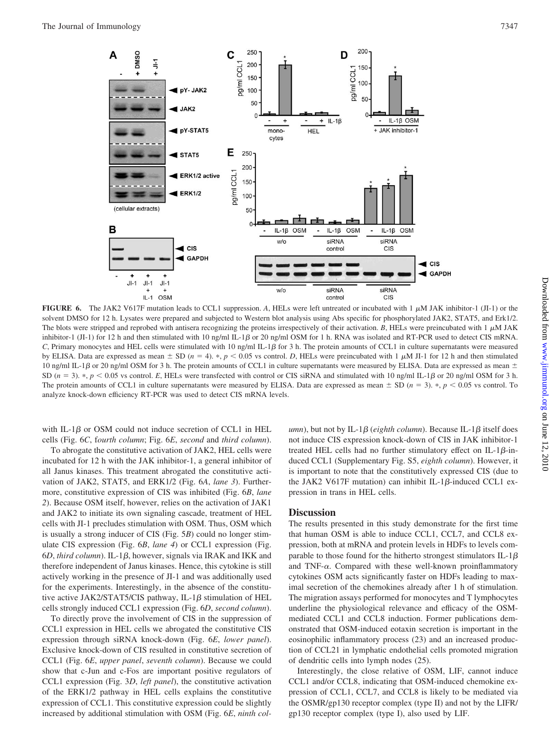**FIGURE 6.** The JAK2 V617F mutation leads to CCL1 suppression. *A*, HELs were left untreated or incubated with 1 μM JAK inhibitor-1 (JI-1) or the solvent DMSO for 12 h. Lysates were prepared and subjected to Western blot analysis using Abs specific for phosphorylated JAK2, STAT5, and Erk1/2. The blots were stripped and reprobed with antisera recognizing the proteins irrespectively of their activation. *B*, HELs were preincubated with 1 μM JAK inhibitor-1 (JI-1) for 12 h and then stimulated with 10 ng/ml IL-1β or 20 ng/ml OSM for 1 h. RNA was isolated and RT-PCR used to detect CIS mRNA. *C*, Primary monocytes and HEL cells were stimulated with 10 ng/ml IL-1β for 3 h. The protein amounts of CCL1 in culture supernatants were measured by ELISA. Data are expressed as mean ± SD ($n = 4$). *, $p < 0.05$ vs control. *D*, HELs were preincubated with 1 μM JI-1 for 12 h and then stimulated 10 ng/ml IL-1β or 20 ng/ml OSM for 3 h. The protein amounts of CCL1 in culture supernatants were measured by ELISA. Data are expressed as mean ± SD ($n = 3$). *, $p < 0.05$ vs control. *E*, HELs were transfected with control or CIS siRNA and stimulated with 10 ng/ml IL-1β or 20 ng/ml OSM for 3 h. The protein amounts of CCL1 in culture supernatants were measured by ELISA. Data are expressed as mean ± SD ($n = 3$). *, $p < 0.05$ vs control. To analyze knock-down efficiency RT-PCR was used to detect CIS mRNA levels.

with IL-1β or OSM could not induce secretion of CCL1 in HEL cells (Fig. 6*C*, f*ourth column*; Fig. 6*E*, *second* and *third column*).

To abrogate the constitutive activation of JAK2, HEL cells were incubated for 12 h with the JAK inhibitor-1, a general inhibitor of all Janus kinases. This treatment abrogated the constitutive activation of JAK2, STAT5, and ERK1/2 (Fig. 6*A*, *lane 3*). Furthermore, constitutive expression of CIS was inhibited (Fig. 6*B*, *lane 2*). Because OSM itself, however, relies on the activation of JAK1 and JAK2 to initiate its own signaling cascade, treatment of HEL cells with JI-1 precludes stimulation with OSM. Thus, OSM which is usually a strong inducer of CIS (Fig. 5*B*) could no longer stimulate CIS expression (Fig. 6*B*, *lane 4*) or CCL1 expression (Fig. 6*D*, *third column*). IL-1β, however, signals via IRAK and IKK and therefore independent of Janus kinases. Hence, this cytokine is still actively working in the presence of JI-1 and was additionally used for the experiments. Interestingly, in the absence of the constitutive active JAK2/STAT5/CIS pathway, IL-1β stimulation of HEL cells strongly induced CCL1 expression (Fig. 6*D*, *second column*).

To directly prove the involvement of CIS in the suppression of CCL1 expression in HEL cells we abrogated the constitutive CIS expression through siRNA knock-down (Fig. 6*E*, *lower panel*). Exclusive knock-down of CIS resulted in constitutive secretion of CCL1 (Fig. 6*E*, *upper panel*, *seventh column*). Because we could show that c-Jun and c-Fos are important positive regulators of CCL1 expression (Fig. 3*D*, *left panel*), the constitutive activation of the ERK1/2 pathway in HEL cells explains the constitutive expression of CCL1. This constitutive expression could be slightly increased by additional stimulation with OSM (Fig. 6*E*, *ninth column*), but not by IL-1β (*eighth column*). Because IL-1β itself does not induce CIS expression knock-down of CIS in JAK inhibitor-1 treated HEL cells had no further stimulatory effect on IL-1β-induced CCL1 (Supplementary Fig. S5, *eighth column*). However, it is important to note that the constitutively expressed CIS (due to the JAK2 V617F mutation) can inhibit IL-1β-induced CCL1 expression in trans in HEL cells.

## Discussion

The results presented in this study demonstrate for the first time that human OSM is able to induce CCL1, CCL7, and CCL8 expression, both at mRNA and protein levels in HDFs to levels comparable to those found for the hitherto strongest stimulators IL-1β and TNF-α. Compared with these well-known proinflammatory cytokines OSM acts significantly faster on HDFs leading to maximal secretion of the chemokines already after 1 h of stimulation. The migration assays performed for monocytes and T lymphocytes underline the physiological relevance and efficacy of the OSM-mediated CCL1 and CCL8 induction. Former publications demonstrated that OSM-induced eotaxin secretion is important in the eosinophilic inflammatory process (23) and an increased production of CCL21 in lymphatic endothelial cells promoted migration of dendritic cells into lymph nodes (25).

Interestingly, the close relative of OSM, LIF, cannot induce CCL1 and/or CCL8, indicating that OSM-induced chemokine expression of CCL1, CCL7, and CCL8 is likely to be mediated via the OSMR/gp130 receptor complex (type II) and not by the LIFR/gp130 receptor complex (type I), also used by LIF.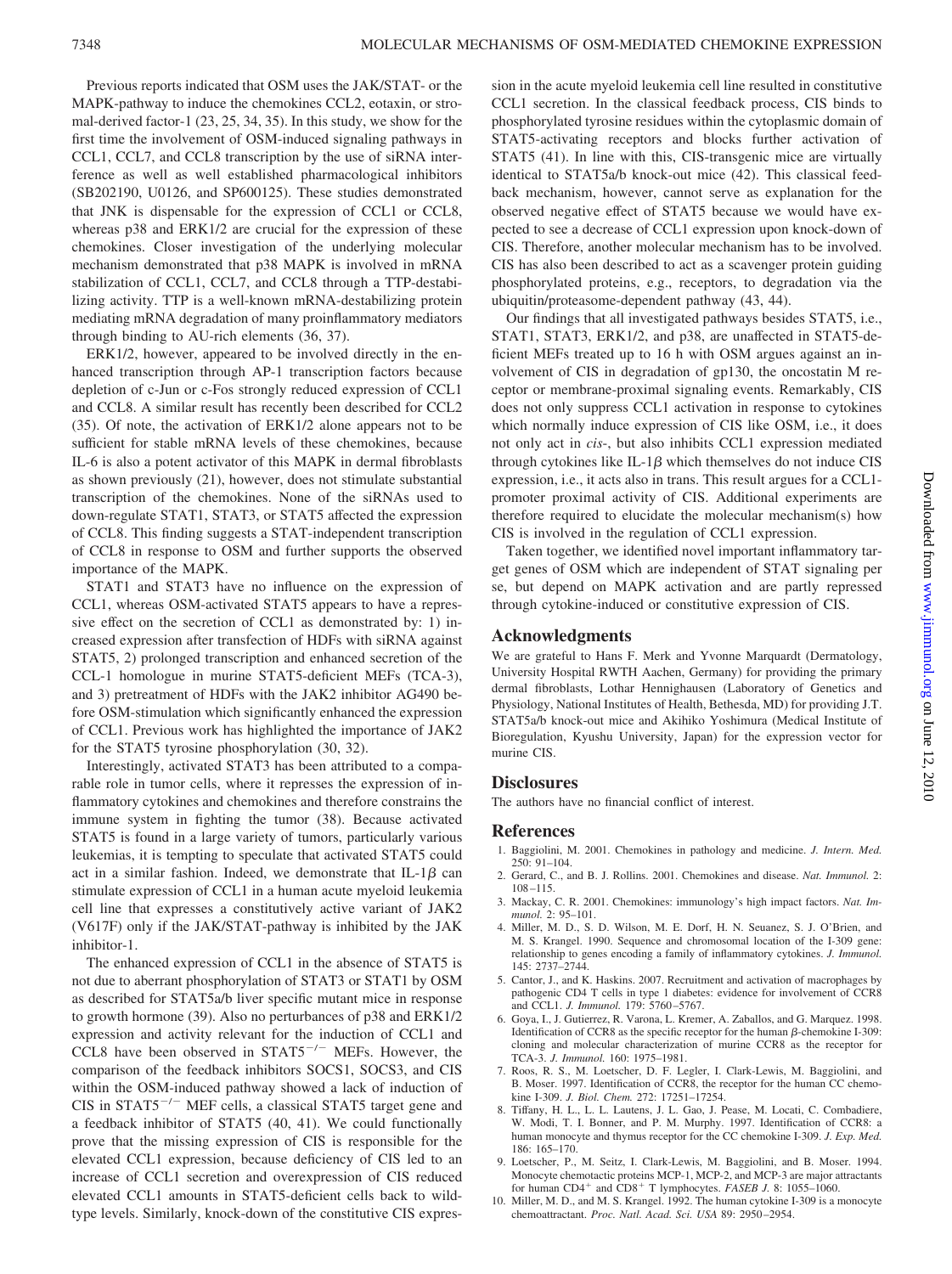Previous reports indicated that OSM uses the JAK/STAT- or the MAPK-pathway to induce the chemokines CCL2, eotaxin, or stromal-derived factor-1 (23, 25, 34, 35). In this study, we show for the first time the involvement of OSM-induced signaling pathways in CCL1, CCL7, and CCL8 transcription by the use of siRNA interference as well as well established pharmacological inhibitors (SB202190, U0126, and SP600125). These studies demonstrated that JNK is dispensable for the expression of CCL1 or CCL8, whereas p38 and ERK1/2 are crucial for the expression of these chemokines. Closer investigation of the underlying molecular mechanism demonstrated that p38 MAPK is involved in mRNA stabilization of CCL1, CCL7, and CCL8 through a TTP-destabilizing activity. TTP is a well-known mRNA-destabilizing protein mediating mRNA degradation of many proinflammatory mediators through binding to AU-rich elements (36, 37).

ERK1/2, however, appeared to be involved directly in the enhanced transcription through AP-1 transcription factors because depletion of c-Jun or c-Fos strongly reduced expression of CCL1 and CCL8. A similar result has recently been described for CCL2 (35). Of note, the activation of ERK1/2 alone appears not to be sufficient for stable mRNA levels of these chemokines, because IL-6 is also a potent activator of this MAPK in dermal fibroblasts as shown previously (21), however, does not stimulate substantial transcription of the chemokines. None of the siRNAs used to down-regulate STAT1, STAT3, or STAT5 affected the expression of CCL8. This finding suggests a STAT-independent transcription of CCL8 in response to OSM and further supports the observed importance of the MAPK.

STAT1 and STAT3 have no influence on the expression of CCL1, whereas OSM-activated STAT5 appears to have a repressive effect on the secretion of CCL1 as demonstrated by: 1) increased expression after transfection of HDFs with siRNA against STAT5, 2) prolonged transcription and enhanced secretion of the CCL-1 homologue in murine STAT5-deficient MEFs (TCA-3), and 3) pretreatment of HDFs with the JAK2 inhibitor AG490 before OSM-stimulation which significantly enhanced the expression of CCL1. Previous work has highlighted the importance of JAK2 for the STAT5 tyrosine phosphorylation (30, 32).

Interestingly, activated STAT3 has been attributed to a comparable role in tumor cells, where it represses the expression of inflammatory cytokines and chemokines and therefore constrains the immune system in fighting the tumor (38). Because activated STAT5 is found in a large variety of tumors, particularly various leukemias, it is tempting to speculate that activated STAT5 could act in a similar fashion. Indeed, we demonstrate that IL-1$\beta$ can stimulate expression of CCL1 in a human acute myeloid leukemia cell line that expresses a constitutively active variant of JAK2 (V617F) only if the JAK/STAT-pathway is inhibited by the JAK inhibitor-1.

The enhanced expression of CCL1 in the absence of STAT5 is not due to aberrant phosphorylation of STAT3 or STAT1 by OSM as described for STAT5a/b liver specific mutant mice in response to growth hormone (39). Also no perturbances of p38 and ERK1/2 expression and activity relevant for the induction of CCL1 and CCL8 have been observed in STAT5$^{-/-}$ MEFs. However, the comparison of the feedback inhibitors SOCS1, SOCS3, and CIS within the OSM-induced pathway showed a lack of induction of CIS in STAT5$^{-/-}$ MEF cells, a classical STAT5 target gene and a feedback inhibitor of STAT5 (40, 41). We could functionally prove that the missing expression of CIS is responsible for the elevated CCL1 expression, because deficiency of CIS led to an increase of CCL1 secretion and overexpression of CIS reduced elevated CCL1 amounts in STAT5-deficient cells back to wild-type levels. Similarly, knock-down of the constitutive CIS expression in the acute myeloid leukemia cell line resulted in constitutive CCL1 secretion. In the classical feedback process, CIS binds to phosphorylated tyrosine residues within the cytoplasmic domain of STAT5-activating receptors and blocks further activation of STAT5 (41). In line with this, CIS-transgenic mice are virtually identical to STAT5a/b knock-out mice (42). This classical feedback mechanism, however, cannot serve as explanation for the observed negative effect of STAT5 because we would have expected to see a decrease of CCL1 expression upon knock-down of CIS. Therefore, another molecular mechanism has to be involved. CIS has also been described to act as a scavenger protein guiding phosphorylated proteins, e.g., receptors, to degradation via the ubiquitin/proteasome-dependent pathway (43, 44).

Our findings that all investigated pathways besides STAT5, i.e., STAT1, STAT3, ERK1/2, and p38, are unaffected in STAT5-deficient MEFs treated up to 16 h with OSM argues against an involvement of CIS in degradation of gp130, the oncostatin M receptor or membrane-proximal signaling events. Remarkably, CIS does not only suppress CCL1 activation in response to cytokines which normally induce expression of CIS like OSM, i.e., it does not only act in *cis*-, but also inhibits CCL1 expression mediated through cytokines like IL-1$\beta$ which themselves do not induce CIS expression, i.e., it acts also in trans. This result argues for a CCL1-promoter proximal activity of CIS. Additional experiments are therefore required to elucidate the molecular mechanism(s) how CIS is involved in the regulation of CCL1 expression.

Taken together, we identified novel important inflammatory target genes of OSM which are independent of STAT signaling per se, but depend on MAPK activation and are partly repressed through cytokine-induced or constitutive expression of CIS.

## Acknowledgments

We are grateful to Hans F. Merk and Yvonne Marquardt (Dermatology, University Hospital RWTH Aachen, Germany) for providing the primary dermal fibroblasts, Lothar Hennighausen (Laboratory of Genetics and Physiology, National Institutes of Health, Bethesda, MD) for providing J.T. STAT5a/b knock-out mice and Akihiko Yoshimura (Medical Institute of Bioregulation, Kyushu University, Japan) for the expression vector for murine CIS.

## Disclosures

The authors have no financial conflict of interest.

## References

1. Baggiolini, M. 2001. Chemokines in pathology and medicine. *J. Intern. Med.* 250: 91–104.
2. Gerard, C., and B. J. Rollins. 2001. Chemokines and disease. *Nat. Immunol.* 2: 108–115.
3. Mackay, C. R. 2001. Chemokines: immunology's high impact factors. *Nat. Immunol.* 2: 95–101.
4. Miller, M. D., S. D. Wilson, M. E. Dorf, H. N. Seuanez, S. J. O'Brien, and M. S. Krangel. 1990. Sequence and chromosomal location of the I-309 gene: relationship to genes encoding a family of inflammatory cytokines. *J. Immunol.* 145: 2737–2744.
5. Cantor, J., and K. Haskins. 2007. Recruitment and activation of macrophages by pathogenic CD4 T cells in type 1 diabetes: evidence for involvement of CCR8 and CCL1. *J. Immunol.* 179: 5760–5767.
6. Goya, I., J. Gutierrez, R. Varona, L. Kremer, A. Zaballos, and G. Marquez. 1998. Identification of CCR8 as the specific receptor for the human $\beta$-chemokine I-309: cloning and molecular characterization of murine CCR8 as the receptor for TCA-3. *J. Immunol.* 160: 1975–1981.
7. Roos, R. S., M. Loetscher, D. F. Legler, I. Clark-Lewis, M. Baggiolini, and B. Moser. 1997. Identification of CCR8, the receptor for the human CC chemokine I-309. *J. Biol. Chem.* 272: 17251–17254.
8. Tiffany, H. L., L. L. Lautens, J. L. Gao, J. Pease, M. Locati, C. Combadiere, W. Modi, T. I. Bonner, and P. M. Murphy. 1997. Identification of CCR8: a human monocyte and thymus receptor for the CC chemokine I-309. *J. Exp. Med.* 186: 165–170.
9. Loetscher, P., M. Seitz, I. Clark-Lewis, M. Baggiolini, and B. Moser. 1994. Monocyte chemotactic proteins MCP-1, MCP-2, and MCP-3 are major attractants for human CD4$^{+}$ and CD8$^{+}$ T lymphocytes. *FASEB J.* 8: 1055–1060.
10. Miller, M. D., and M. S. Krangel. 1992. The human cytokine I-309 is a monocyte chemoattractant. *Proc. Natl. Acad. Sci. USA* 89: 2950–2954.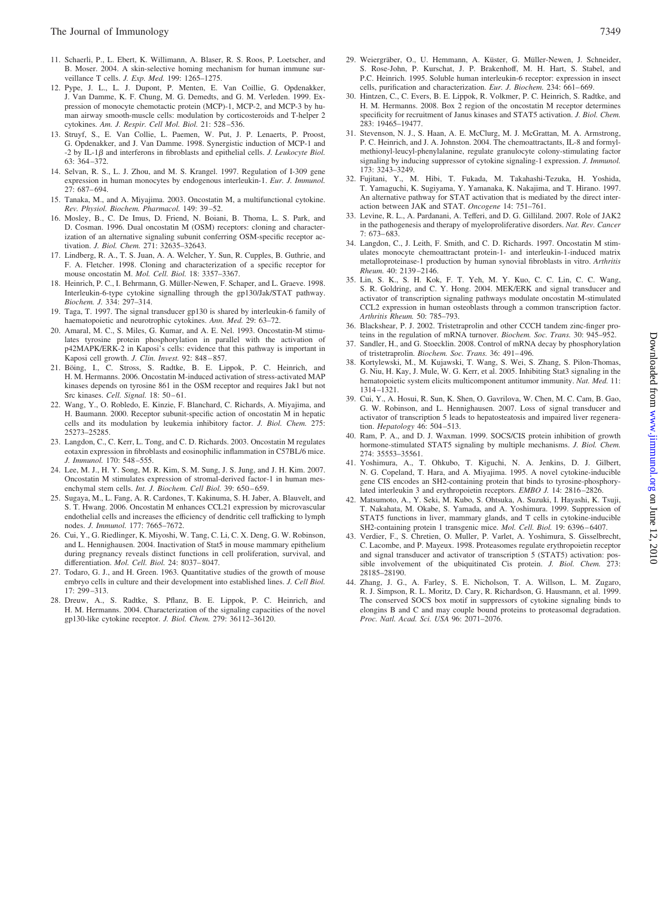11. Schaerli, P., L. Ebert, K. Willimann, A. Blaser, R. S. Roos, P. Loetscher, and B. Moser. 2004. A skin-selective homing mechanism for human immune surveillance T cells. *J. Exp. Med.* 199: 1265–1275.
12. Pype, J. L., L. J. Dupont, P. Menten, E. Van Coillie, G. Opdenakker, J. Van Damme, K. F. Chung, M. G. Demedts, and G. M. Verleden. 1999. Expression of monocyte chemotactic protein (MCP)-1, MCP-2, and MCP-3 by human airway smooth-muscle cells: modulation by corticosteroids and T-helper 2 cytokines. *Am. J. Respir. Cell Mol. Biol.* 21: 528–536.
13. Struyf, S., E. Van Collie, L. Paemen, W. Put, J. P. Lenaerts, P. Proost, G. Opdenakker, and J. Van Damme. 1998. Synergistic induction of MCP-1 and -2 by IL-1$\beta$ and interferons in fibroblasts and epithelial cells. *J. Leukocyte Biol.* 63: 364–372.
14. Selvan, R. S., L. J. Zhou, and M. S. Krangel. 1997. Regulation of I-309 gene expression in human monocytes by endogenous interleukin-1. *Eur. J. Immunol.* 27: 687–694.
15. Tanaka, M., and A. Miyajima. 2003. Oncostatin M, a multifunctional cytokine. *Rev. Physiol. Biochem. Pharmacol.* 149: 39–52.
16. Mosley, B., C. De Imus, D. Friend, N. Boiani, B. Thoma, L. S. Park, and D. Cosman. 1996. Dual oncostatin M (OSM) receptors: cloning and characterization of an alternative signaling subunit conferring OSM-specific receptor activation. *J. Biol. Chem.* 271: 32635–32643.
17. Lindberg, R. A., T. S. Juan, A. A. Welcher, Y. Sun, R. Cupples, B. Guthrie, and F. A. Fletcher. 1998. Cloning and characterization of a specific receptor for mouse oncostatin M. *Mol. Cell. Biol.* 18: 3357–3367.
18. Heinrich, P. C., I. Behrmann, G. Müller-Newen, F. Schaper, and L. Graeve. 1998. Interleukin-6-type cytokine signalling through the gp130/Jak/STAT pathway. *Biochem. J.* 334: 297–314.
19. Taga, T. 1997. The signal transducer gp130 is shared by interleukin-6 family of haematopoietic and neurotrophic cytokines. *Ann. Med.* 29: 63–72.
20. Amaral, M. C., S. Miles, G. Kumar, and A. E. Nel. 1993. Oncostatin-M stimulates tyrosine protein phosphorylation in parallel with the activation of p42MAPK/ERK-2 in Kaposi's cells: evidence that this pathway is important in Kaposi cell growth. *J. Clin. Invest.* 92: 848–857.
21. Böing, I., C. Stross, S. Radtke, B. E. Lippok, P. C. Heinrich, and H. M. Hermanns. 2006. Oncostatin M-induced activation of stress-activated MAP kinases depends on tyrosine 861 in the OSM receptor and requires Jak1 but not Src kinases. *Cell. Signal.* 18: 50–61.
22. Wang, Y., O. Robledo, E. Kinzie, F. Blanchard, C. Richards, A. Miyajima, and H. Baumann. 2000. Receptor subunit-specific action of oncostatin M in hepatic cells and its modulation by leukemia inhibitory factor. *J. Biol. Chem.* 275: 25273–25285.
23. Langdon, C., C. Kerr, L. Tong, and C. D. Richards. 2003. Oncostatin M regulates eotaxin expression in fibroblasts and eosinophilic inflammation in C57BL/6 mice. *J. Immunol.* 170: 548–555.
24. Lee, M. J., H. Y. Song, M. R. Kim, S. M. Sung, J. S. Jung, and J. H. Kim. 2007. Oncostatin M stimulates expression of stromal-derived factor-1 in human mesenchymal stem cells. *Int. J. Biochem. Cell Biol.* 39: 650–659.
25. Sugaya, M., L. Fang, A. R. Cardones, T. Kakinuma, S. H. Jaber, A. Blauvelt, and S. T. Hwang. 2006. Oncostatin M enhances CCL21 expression by microvascular endothelial cells and increases the efficiency of dendritic cell trafficking to lymph nodes. *J. Immunol.* 177: 7665–7672.
26. Cui, Y., G. Riedlinger, K. Miyoshi, W. Tang, C. Li, C. X. Deng, G. W. Robinson, and L. Hennighausen. 2004. Inactivation of Stat5 in mouse mammary epithelium during pregnancy reveals distinct functions in cell proliferation, survival, and differentiation. *Mol. Cell. Biol.* 24: 8037–8047.
27. Todaro, G. J., and H. Green. 1963. Quantitative studies of the growth of mouse embryo cells in culture and their development into established lines. *J. Cell Biol.* 17: 299–313.
28. Dreuw, A., S. Radtke, S. Pflanz, B. E. Lippok, P. C. Heinrich, and H. M. Hermanns. 2004. Characterization of the signaling capacities of the novel gp130-like cytokine receptor. *J. Biol. Chem.* 279: 36112–36120.
29. Weiergräber, O., U. Hemmann, A. Küster, G. Müller-Newen, J. Schneider, S. Rose-John, P. Kurschat, J. P. Brakenhoff, M. H. Hart, S. Stabel, and P.C. Heinrich. 1995. Soluble human interleukin-6 receptor: expression in insect cells, purification and characterization. *Eur. J. Biochem.* 234: 661–669.
30. Hintzen, C., C. Evers, B. E. Lippok, R. Volkmer, P. C. Heinrich, S. Radtke, and H. M. Hermanns. 2008. Box 2 region of the oncostatin M receptor determines specificity for recruitment of Janus kinases and STAT5 activation. *J. Biol. Chem.* 283: 19465–19477.
31. Stevenson, N. J., S. Haan, A. E. McClurg, M. J. McGrattan, M. A. Armstrong, P. C. Heinrich, and J. A. Johnston. 2004. The chemoattractants, IL-8 and formyl-methionyl-leucyl-phenylalanine, regulate granulocyte colony-stimulating factor signaling by inducing suppressor of cytokine signaling-1 expression. *J. Immunol.* 173: 3243–3249.
32. Fujitani, Y., M. Hibi, T. Fukada, M. Takahashi-Tezuka, H. Yoshida, T. Yamaguchi, K. Sugiyama, Y. Yamanaka, K. Nakajima, and T. Hirano. 1997. An alternative pathway for STAT activation that is mediated by the direct interaction between JAK and STAT. *Oncogene* 14: 751–761.
33. Levine, R. L., A. Pardanani, A. Tefferi, and D. G. Gilliland. 2007. Role of JAK2 in the pathogenesis and therapy of myeloproliferative disorders. *Nat. Rev. Cancer* 7: 673–683.
34. Langdon, C., J. Leith, F. Smith, and C. D. Richards. 1997. Oncostatin M stimulates monocyte chemoattractant protein-1- and interleukin-1-induced matrix metalloproteinase-1 production by human synovial fibroblasts in vitro. *Arthritis Rheum.* 40: 2139–2146.
35. Lin, S. K., S. H. Kok, F. T. Yeh, M. Y. Kuo, C. C. Lin, C. C. Wang, S. R. Goldring, and C. Y. Hong. 2004. MEK/ERK and signal transducer and activator of transcription signaling pathways modulate oncostatin M-stimulated CCL2 expression in human osteoblasts through a common transcription factor. *Arthritis Rheum.* 50: 785–793.
36. Blackshear, P. J. 2002. Tristetraprolin and other CCCH tandem zinc-finger proteins in the regulation of mRNA turnover. *Biochem. Soc. Trans.* 30: 945–952.
37. Sandler, H., and G. Stoecklin. 2008. Control of mRNA decay by phosphorylation of tristetraprolin. *Biochem. Soc. Trans.* 36: 491–496.
38. Kortylewski, M., M. Kujawski, T. Wang, S. Wei, S. Zhang, S. Pilon-Thomas, G. Niu, H. Kay, J. Mule, W. G. Kerr, et al. 2005. Inhibiting Stat3 signaling in the hematopoietic system elicits multicomponent antitumor immunity. *Nat. Med.* 11: 1314–1321.
39. Cui, Y., A. Hosui, R. Sun, K. Shen, O. Gavrilova, W. Chen, M. C. Cam, B. Gao, G. W. Robinson, and L. Hennighausen. 2007. Loss of signal transducer and activator of transcription 5 leads to hepatosteatosis and impaired liver regeneration. *Hepatology* 46: 504–513.
40. Ram, P. A., and D. J. Waxman. 1999. SOCS/CIS protein inhibition of growth hormone-stimulated STAT5 signaling by multiple mechanisms. *J. Biol. Chem.* 274: 35553–35561.
41. Yoshimura, A., T. Ohkubo, T. Kiguchi, N. A. Jenkins, D. J. Gilbert, N. G. Copeland, T. Hara, and A. Miyajima. 1995. A novel cytokine-inducible gene CIS encodes an SH2-containing protein that binds to tyrosine-phosphorylated interleukin 3 and erythropoietin receptors. *EMBO J.* 14: 2816–2826.
42. Matsumoto, A., Y. Seki, M. Kubo, S. Ohtsuka, A. Suzuki, I. Hayashi, K. Tsuji, T. Nakahata, M. Okabe, S. Yamada, and A. Yoshimura. 1999. Suppression of STAT5 functions in liver, mammary glands, and T cells in cytokine-inducible SH2-containing protein 1 transgenic mice. *Mol. Cell. Biol.* 19: 6396–6407.
43. Verdier, F., S. Chretien, O. Muller, P. Varlet, A. Yoshimura, S. Gisselbrecht, C. Lacombe, and P. Mayeux. 1998. Proteasomes regulate erythropoietin receptor and signal transducer and activator of transcription 5 (STAT5) activation: possible involvement of the ubiquitinated Cis protein. *J. Biol. Chem.* 273: 28185–28190.
44. Zhang, J. G., A. Farley, S. E. Nicholson, T. A. Willson, L. M. Zugaro, R. J. Simpson, R. L. Moritz, D. Cary, R. Richardson, G. Hausmann, et al. 1999. The conserved SOCS box motif in suppressors of cytokine signaling binds to elongins B and C and may couple bound proteins to proteasomal degradation. *Proc. Natl. Acad. Sci. USA* 96: 2071–2076.